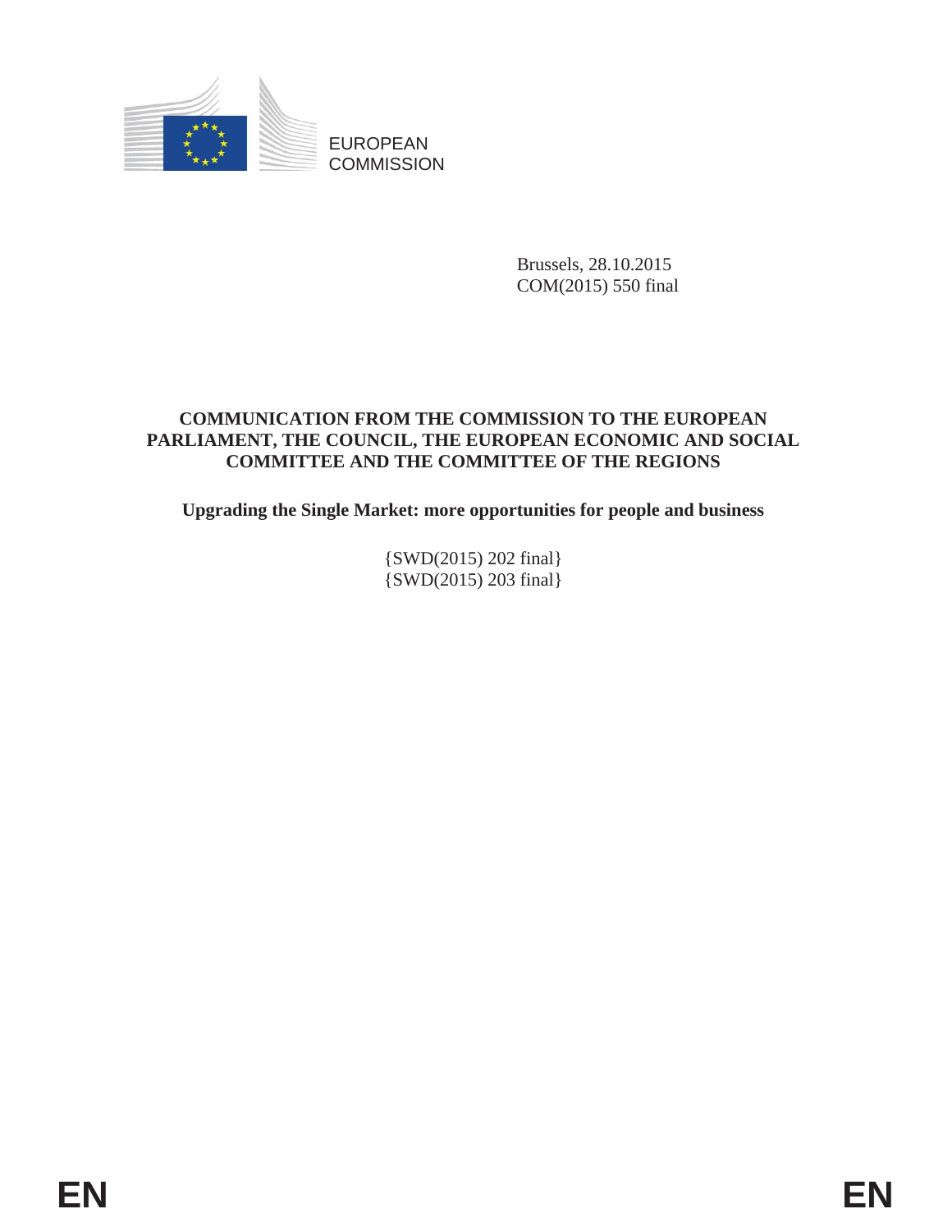EUROPEAN COMMISSION

Brussels, 28.10.2015
COM(2015) 550 final

# COMMUNICATION FROM THE COMMISSION TO THE EUROPEAN PARLIAMENT, THE COUNCIL, THE EUROPEAN ECONOMIC AND SOCIAL COMMITTEE AND THE COMMITTEE OF THE REGIONS

## Upgrading the Single Market: more opportunities for people and business

{SWD(2015) 202 final}
{SWD(2015) 203 final}

EN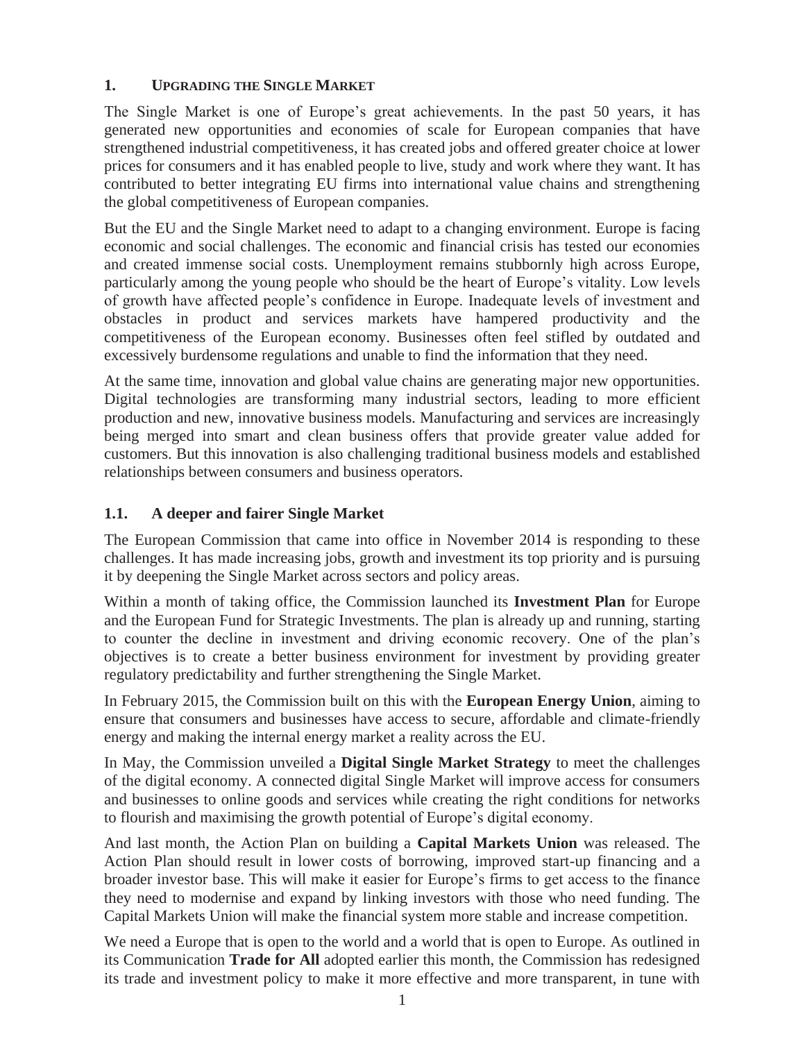## 1. Upgrading the Single Market

The Single Market is one of Europe's great achievements. In the past 50 years, it has generated new opportunities and economies of scale for European companies that have strengthened industrial competitiveness, it has created jobs and offered greater choice at lower prices for consumers and it has enabled people to live, study and work where they want. It has contributed to better integrating EU firms into international value chains and strengthening the global competitiveness of European companies.

But the EU and the Single Market need to adapt to a changing environment. Europe is facing economic and social challenges. The economic and financial crisis has tested our economies and created immense social costs. Unemployment remains stubbornly high across Europe, particularly among the young people who should be the heart of Europe's vitality. Low levels of growth have affected people's confidence in Europe. Inadequate levels of investment and obstacles in product and services markets have hampered productivity and the competitiveness of the European economy. Businesses often feel stifled by outdated and excessively burdensome regulations and unable to find the information that they need.

At the same time, innovation and global value chains are generating major new opportunities. Digital technologies are transforming many industrial sectors, leading to more efficient production and new, innovative business models. Manufacturing and services are increasingly being merged into smart and clean business offers that provide greater value added for customers. But this innovation is also challenging traditional business models and established relationships between consumers and business operators.

### 1.1. A deeper and fairer Single Market

The European Commission that came into office in November 2014 is responding to these challenges. It has made increasing jobs, growth and investment its top priority and is pursuing it by deepening the Single Market across sectors and policy areas.

Within a month of taking office, the Commission launched its **Investment Plan** for Europe and the European Fund for Strategic Investments. The plan is already up and running, starting to counter the decline in investment and driving economic recovery. One of the plan's objectives is to create a better business environment for investment by providing greater regulatory predictability and further strengthening the Single Market.

In February 2015, the Commission built on this with the **European Energy Union**, aiming to ensure that consumers and businesses have access to secure, affordable and climate-friendly energy and making the internal energy market a reality across the EU.

In May, the Commission unveiled a **Digital Single Market Strategy** to meet the challenges of the digital economy. A connected digital Single Market will improve access for consumers and businesses to online goods and services while creating the right conditions for networks to flourish and maximising the growth potential of Europe's digital economy.

And last month, the Action Plan on building a **Capital Markets Union** was released. The Action Plan should result in lower costs of borrowing, improved start-up financing and a broader investor base. This will make it easier for Europe's firms to get access to the finance they need to modernise and expand by linking investors with those who need funding. The Capital Markets Union will make the financial system more stable and increase competition.

We need a Europe that is open to the world and a world that is open to Europe. As outlined in its Communication **Trade for All** adopted earlier this month, the Commission has redesigned its trade and investment policy to make it more effective and more transparent, in tune with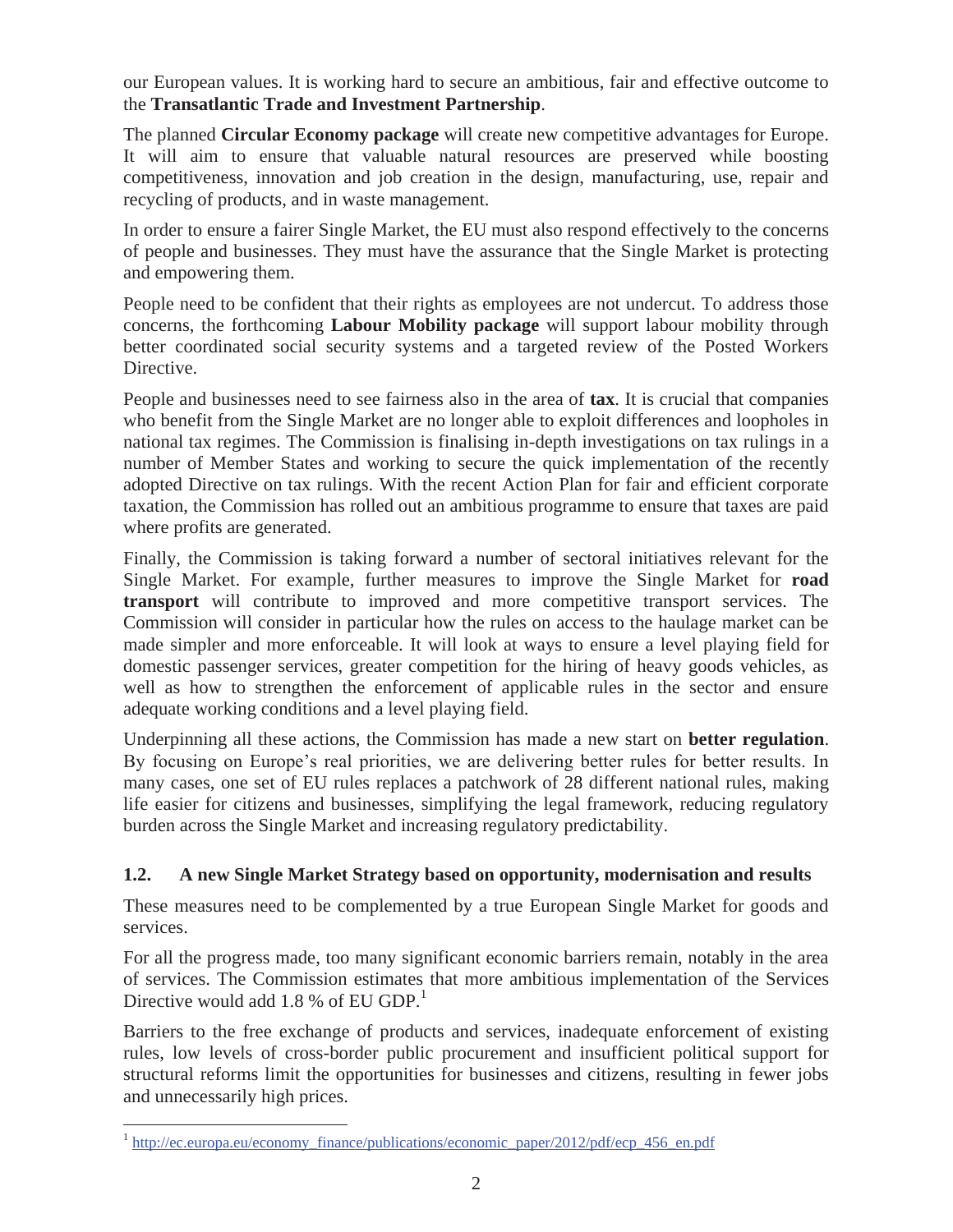our European values. It is working hard to secure an ambitious, fair and effective outcome to the **Transatlantic Trade and Investment Partnership**.

The planned **Circular Economy package** will create new competitive advantages for Europe. It will aim to ensure that valuable natural resources are preserved while boosting competitiveness, innovation and job creation in the design, manufacturing, use, repair and recycling of products, and in waste management.

In order to ensure a fairer Single Market, the EU must also respond effectively to the concerns of people and businesses. They must have the assurance that the Single Market is protecting and empowering them.

People need to be confident that their rights as employees are not undercut. To address those concerns, the forthcoming **Labour Mobility package** will support labour mobility through better coordinated social security systems and a targeted review of the Posted Workers Directive.

People and businesses need to see fairness also in the area of **tax**. It is crucial that companies who benefit from the Single Market are no longer able to exploit differences and loopholes in national tax regimes. The Commission is finalising in-depth investigations on tax rulings in a number of Member States and working to secure the quick implementation of the recently adopted Directive on tax rulings. With the recent Action Plan for fair and efficient corporate taxation, the Commission has rolled out an ambitious programme to ensure that taxes are paid where profits are generated.

Finally, the Commission is taking forward a number of sectoral initiatives relevant for the Single Market. For example, further measures to improve the Single Market for **road transport** will contribute to improved and more competitive transport services. The Commission will consider in particular how the rules on access to the haulage market can be made simpler and more enforceable. It will look at ways to ensure a level playing field for domestic passenger services, greater competition for the hiring of heavy goods vehicles, as well as how to strengthen the enforcement of applicable rules in the sector and ensure adequate working conditions and a level playing field.

Underpinning all these actions, the Commission has made a new start on **better regulation**. By focusing on Europe's real priorities, we are delivering better rules for better results. In many cases, one set of EU rules replaces a patchwork of 28 different national rules, making life easier for citizens and businesses, simplifying the legal framework, reducing regulatory burden across the Single Market and increasing regulatory predictability.

### 1.2. A new Single Market Strategy based on opportunity, modernisation and results

These measures need to be complemented by a true European Single Market for goods and services.

For all the progress made, too many significant economic barriers remain, notably in the area of services. The Commission estimates that more ambitious implementation of the Services Directive would add 1.8 % of EU GDP.[1]

Barriers to the free exchange of products and services, inadequate enforcement of existing rules, low levels of cross-border public procurement and insufficient political support for structural reforms limit the opportunities for businesses and citizens, resulting in fewer jobs and unnecessarily high prices.

---

[1] http://ec.europa.eu/economy_finance/publications/economic_paper/2012/pdf/ecp_456_en.pdf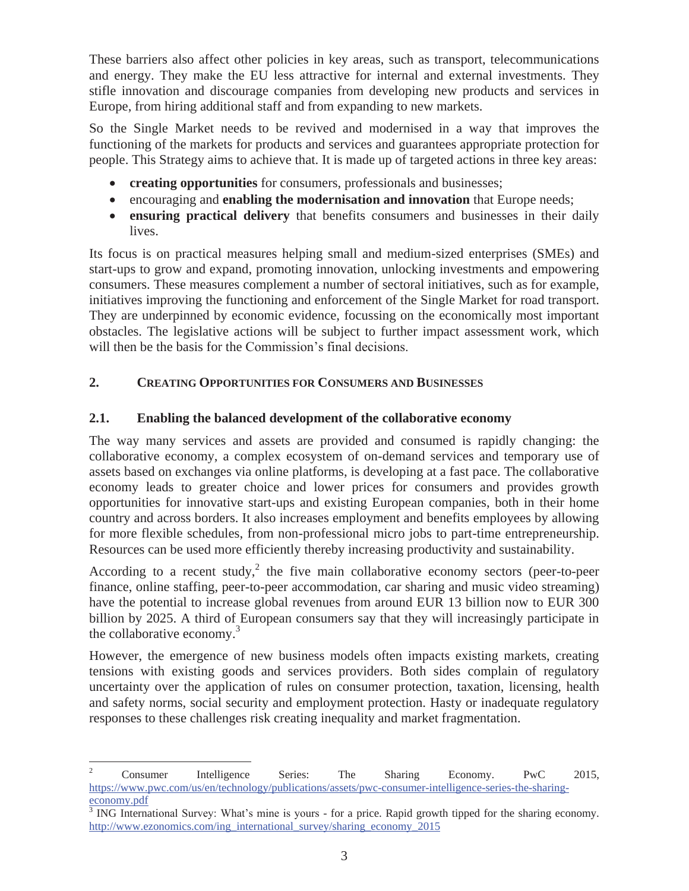These barriers also affect other policies in key areas, such as transport, telecommunications and energy. They make the EU less attractive for internal and external investments. They stifle innovation and discourage companies from developing new products and services in Europe, from hiring additional staff and from expanding to new markets.

So the Single Market needs to be revived and modernised in a way that improves the functioning of the markets for products and services and guarantees appropriate protection for people. This Strategy aims to achieve that. It is made up of targeted actions in three key areas:

- **creating opportunities** for consumers, professionals and businesses;
- encouraging and **enabling the modernisation and innovation** that Europe needs;
- **ensuring practical delivery** that benefits consumers and businesses in their daily lives.

Its focus is on practical measures helping small and medium-sized enterprises (SMEs) and start-ups to grow and expand, promoting innovation, unlocking investments and empowering consumers. These measures complement a number of sectoral initiatives, such as for example, initiatives improving the functioning and enforcement of the Single Market for road transport. They are underpinned by economic evidence, focussing on the economically most important obstacles. The legislative actions will be subject to further impact assessment work, which will then be the basis for the Commission's final decisions.

## 2. Creating Opportunities for Consumers and Businesses

### 2.1. Enabling the balanced development of the collaborative economy

The way many services and assets are provided and consumed is rapidly changing: the collaborative economy, a complex ecosystem of on-demand services and temporary use of assets based on exchanges via online platforms, is developing at a fast pace. The collaborative economy leads to greater choice and lower prices for consumers and provides growth opportunities for innovative start-ups and existing European companies, both in their home country and across borders. It also increases employment and benefits employees by allowing for more flexible schedules, from non-professional micro jobs to part-time entrepreneurship. Resources can be used more efficiently thereby increasing productivity and sustainability.

According to a recent study,[2] the five main collaborative economy sectors (peer-to-peer finance, online staffing, peer-to-peer accommodation, car sharing and music video streaming) have the potential to increase global revenues from around EUR 13 billion now to EUR 300 billion by 2025. A third of European consumers say that they will increasingly participate in the collaborative economy.[3]

However, the emergence of new business models often impacts existing markets, creating tensions with existing goods and services providers. Both sides complain of regulatory uncertainty over the application of rules on consumer protection, taxation, licensing, health and safety norms, social security and employment protection. Hasty or inadequate regulatory responses to these challenges risk creating inequality and market fragmentation.

---

[2] Consumer Intelligence Series: The Sharing Economy. PwC 2015, https://www.pwc.com/us/en/technology/publications/assets/pwc-consumer-intelligence-series-the-sharing-economy.pdf

[3] ING International Survey: What's mine is yours - for a price. Rapid growth tipped for the sharing economy. http://www.ezonomics.com/ing_international_survey/sharing_economy_2015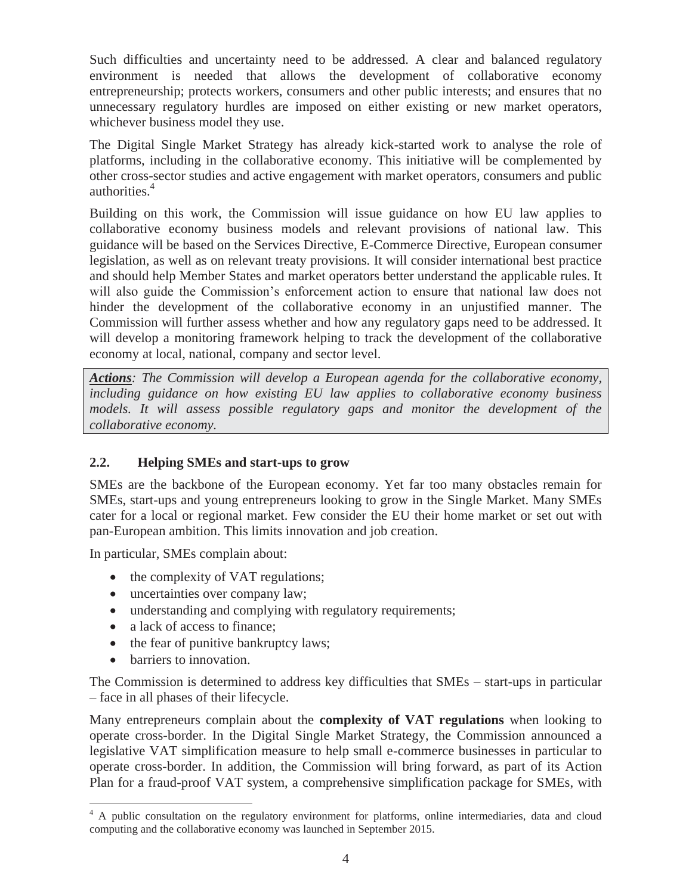Such difficulties and uncertainty need to be addressed. A clear and balanced regulatory environment is needed that allows the development of collaborative economy entrepreneurship; protects workers, consumers and other public interests; and ensures that no unnecessary regulatory hurdles are imposed on either existing or new market operators, whichever business model they use.

The Digital Single Market Strategy has already kick-started work to analyse the role of platforms, including in the collaborative economy. This initiative will be complemented by other cross-sector studies and active engagement with market operators, consumers and public authorities.[4]

Building on this work, the Commission will issue guidance on how EU law applies to collaborative economy business models and relevant provisions of national law. This guidance will be based on the Services Directive, E-Commerce Directive, European consumer legislation, as well as on relevant treaty provisions. It will consider international best practice and should help Member States and market operators better understand the applicable rules. It will also guide the Commission's enforcement action to ensure that national law does not hinder the development of the collaborative economy in an unjustified manner. The Commission will further assess whether and how any regulatory gaps need to be addressed. It will develop a monitoring framework helping to track the development of the collaborative economy at local, national, company and sector level.

> ***Actions****: The Commission will develop a European agenda for the collaborative economy, including guidance on how existing EU law applies to collaborative economy business models. It will assess possible regulatory gaps and monitor the development of the collaborative economy.*

### 2.2. Helping SMEs and start-ups to grow

SMEs are the backbone of the European economy. Yet far too many obstacles remain for SMEs, start-ups and young entrepreneurs looking to grow in the Single Market. Many SMEs cater for a local or regional market. Few consider the EU their home market or set out with pan-European ambition. This limits innovation and job creation.

In particular, SMEs complain about:

- the complexity of VAT regulations;
- uncertainties over company law;
- understanding and complying with regulatory requirements;
- a lack of access to finance;
- the fear of punitive bankruptcy laws;
- barriers to innovation.

The Commission is determined to address key difficulties that SMEs – start-ups in particular – face in all phases of their lifecycle.

Many entrepreneurs complain about the **complexity of VAT regulations** when looking to operate cross-border. In the Digital Single Market Strategy, the Commission announced a legislative VAT simplification measure to help small e-commerce businesses in particular to operate cross-border. In addition, the Commission will bring forward, as part of its Action Plan for a fraud-proof VAT system, a comprehensive simplification package for SMEs, with

[4] A public consultation on the regulatory environment for platforms, online intermediaries, data and cloud computing and the collaborative economy was launched in September 2015.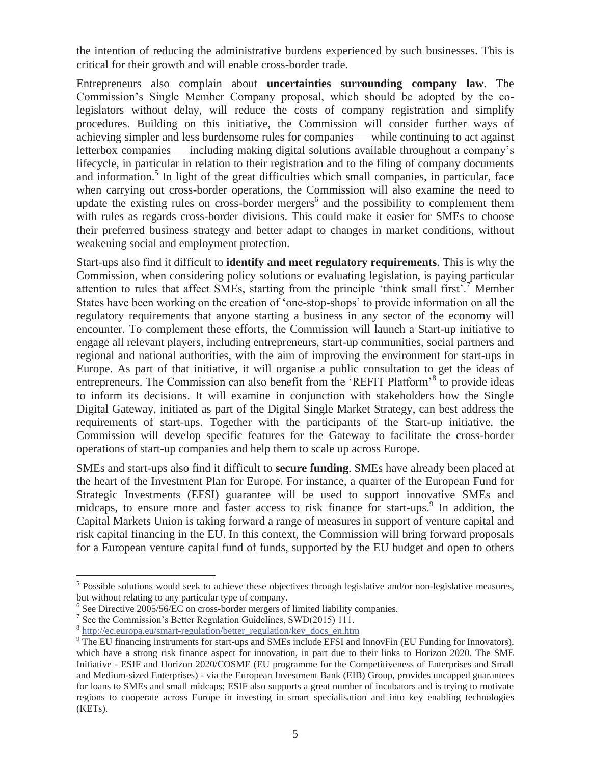the intention of reducing the administrative burdens experienced by such businesses. This is critical for their growth and will enable cross-border trade.

Entrepreneurs also complain about **uncertainties surrounding company law**. The Commission's Single Member Company proposal, which should be adopted by the co-legislators without delay, will reduce the costs of company registration and simplify procedures. Building on this initiative, the Commission will consider further ways of achieving simpler and less burdensome rules for companies — while continuing to act against letterbox companies — including making digital solutions available throughout a company's lifecycle, in particular in relation to their registration and to the filing of company documents and information.[5] In light of the great difficulties which small companies, in particular, face when carrying out cross-border operations, the Commission will also examine the need to update the existing rules on cross-border mergers[6] and the possibility to complement them with rules as regards cross-border divisions. This could make it easier for SMEs to choose their preferred business strategy and better adapt to changes in market conditions, without weakening social and employment protection.

Start-ups also find it difficult to **identify and meet regulatory requirements**. This is why the Commission, when considering policy solutions or evaluating legislation, is paying particular attention to rules that affect SMEs, starting from the principle 'think small first'.[7] Member States have been working on the creation of 'one-stop-shops' to provide information on all the regulatory requirements that anyone starting a business in any sector of the economy will encounter. To complement these efforts, the Commission will launch a Start-up initiative to engage all relevant players, including entrepreneurs, start-up communities, social partners and regional and national authorities, with the aim of improving the environment for start-ups in Europe. As part of that initiative, it will organise a public consultation to get the ideas of entrepreneurs. The Commission can also benefit from the 'REFIT Platform'[8] to provide ideas to inform its decisions. It will examine in conjunction with stakeholders how the Single Digital Gateway, initiated as part of the Digital Single Market Strategy, can best address the requirements of start-ups. Together with the participants of the Start-up initiative, the Commission will develop specific features for the Gateway to facilitate the cross-border operations of start-up companies and help them to scale up across Europe.

SMEs and start-ups also find it difficult to **secure funding**. SMEs have already been placed at the heart of the Investment Plan for Europe. For instance, a quarter of the European Fund for Strategic Investments (EFSI) guarantee will be used to support innovative SMEs and midcaps, to ensure more and faster access to risk finance for start-ups.[9] In addition, the Capital Markets Union is taking forward a range of measures in support of venture capital and risk capital financing in the EU. In this context, the Commission will bring forward proposals for a European venture capital fund of funds, supported by the EU budget and open to others

---

[5] Possible solutions would seek to achieve these objectives through legislative and/or non-legislative measures, but without relating to any particular type of company.

[6] See Directive 2005/56/EC on cross-border mergers of limited liability companies.

[7] See the Commission's Better Regulation Guidelines, SWD(2015) 111.

[8] http://ec.europa.eu/smart-regulation/better_regulation/key_docs_en.htm

[9] The EU financing instruments for start-ups and SMEs include EFSI and InnovFin (EU Funding for Innovators), which have a strong risk finance aspect for innovation, in part due to their links to Horizon 2020. The SME Initiative - ESIF and Horizon 2020/COSME (EU programme for the Competitiveness of Enterprises and Small and Medium-sized Enterprises) - via the European Investment Bank (EIB) Group, provides uncapped guarantees for loans to SMEs and small midcaps; ESIF also supports a great number of incubators and is trying to motivate regions to cooperate across Europe in investing in smart specialisation and into key enabling technologies (KETs).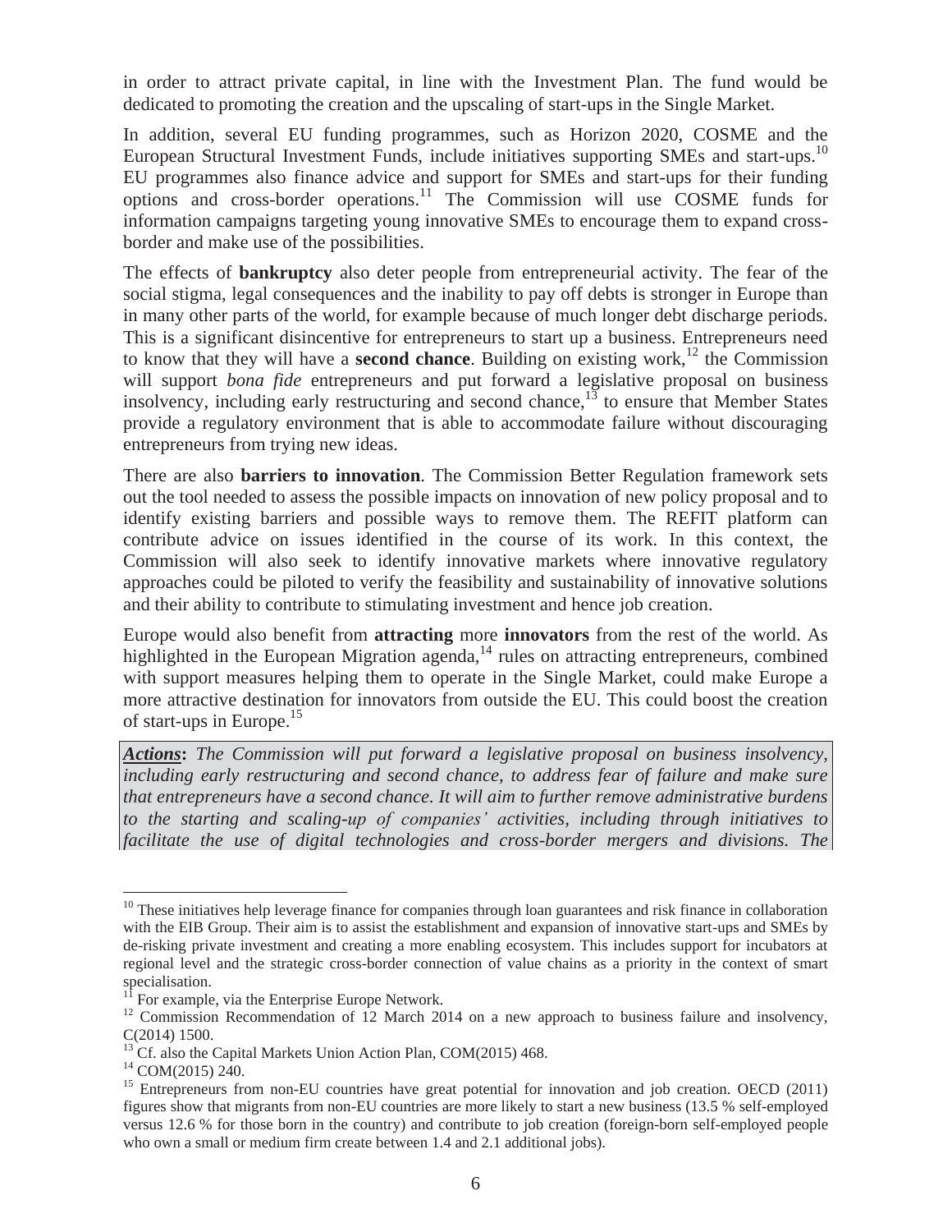in order to attract private capital, in line with the Investment Plan. The fund would be dedicated to promoting the creation and the upscaling of start-ups in the Single Market.

In addition, several EU funding programmes, such as Horizon 2020, COSME and the European Structural Investment Funds, include initiatives supporting SMEs and start-ups.[10] EU programmes also finance advice and support for SMEs and start-ups for their funding options and cross-border operations.[11] The Commission will use COSME funds for information campaigns targeting young innovative SMEs to encourage them to expand cross-border and make use of the possibilities.

The effects of **bankruptcy** also deter people from entrepreneurial activity. The fear of the social stigma, legal consequences and the inability to pay off debts is stronger in Europe than in many other parts of the world, for example because of much longer debt discharge periods. This is a significant disincentive for entrepreneurs to start up a business. Entrepreneurs need to know that they will have a **second chance**. Building on existing work,[12] the Commission will support *bona fide* entrepreneurs and put forward a legislative proposal on business insolvency, including early restructuring and second chance,[13] to ensure that Member States provide a regulatory environment that is able to accommodate failure without discouraging entrepreneurs from trying new ideas.

There are also **barriers to innovation**. The Commission Better Regulation framework sets out the tool needed to assess the possible impacts on innovation of new policy proposal and to identify existing barriers and possible ways to remove them. The REFIT platform can contribute advice on issues identified in the course of its work. In this context, the Commission will also seek to identify innovative markets where innovative regulatory approaches could be piloted to verify the feasibility and sustainability of innovative solutions and their ability to contribute to stimulating investment and hence job creation.

Europe would also benefit from **attracting** more **innovators** from the rest of the world. As highlighted in the European Migration agenda,[14] rules on attracting entrepreneurs, combined with support measures helping them to operate in the Single Market, could make Europe a more attractive destination for innovators from outside the EU. This could boost the creation of start-ups in Europe.[15]

***Actions*: *The Commission will put forward a legislative proposal on business insolvency, including early restructuring and second chance, to address fear of failure and make sure that entrepreneurs have a second chance. It will aim to further remove administrative burdens to the starting and scaling-up of companies' activities, including through initiatives to facilitate the use of digital technologies and cross-border mergers and divisions. The***

---

[10] These initiatives help leverage finance for companies through loan guarantees and risk finance in collaboration with the EIB Group. Their aim is to assist the establishment and expansion of innovative start-ups and SMEs by de-risking private investment and creating a more enabling ecosystem. This includes support for incubators at regional level and the strategic cross-border connection of value chains as a priority in the context of smart specialisation.

[11] For example, via the Enterprise Europe Network.

[12] Commission Recommendation of 12 March 2014 on a new approach to business failure and insolvency, C(2014) 1500.

[13] Cf. also the Capital Markets Union Action Plan, COM(2015) 468.

[14] COM(2015) 240.

[15] Entrepreneurs from non-EU countries have great potential for innovation and job creation. OECD (2011) figures show that migrants from non-EU countries are more likely to start a new business (13.5 % self-employed versus 12.6 % for those born in the country) and contribute to job creation (foreign-born self-employed people who own a small or medium firm create between 1.4 and 2.1 additional jobs).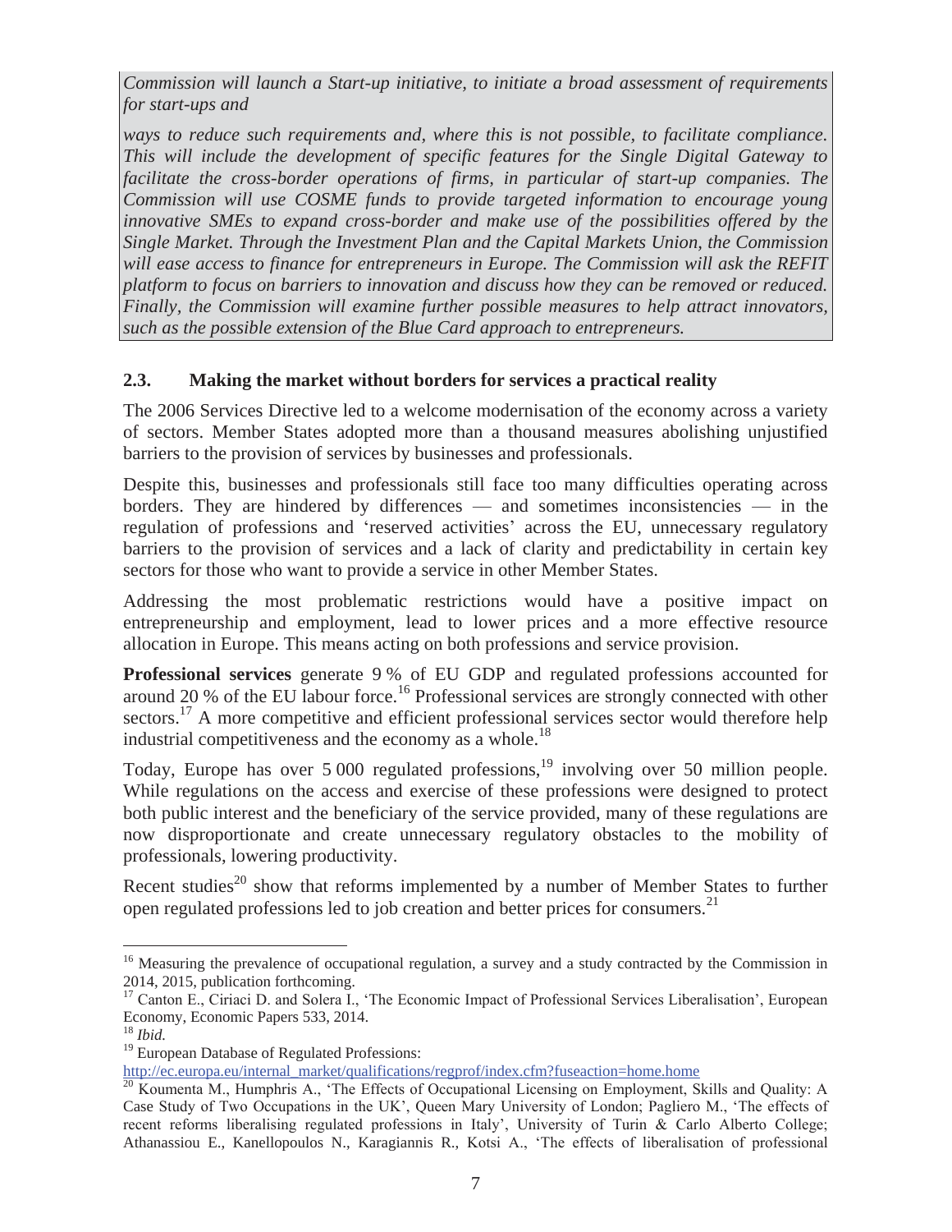*Commission will launch a Start-up initiative, to initiate a broad assessment of requirements for start-ups and*

*ways to reduce such requirements and, where this is not possible, to facilitate compliance. This will include the development of specific features for the Single Digital Gateway to facilitate the cross-border operations of firms, in particular of start-up companies. The Commission will use COSME funds to provide targeted information to encourage young innovative SMEs to expand cross-border and make use of the possibilities offered by the Single Market. Through the Investment Plan and the Capital Markets Union, the Commission will ease access to finance for entrepreneurs in Europe. The Commission will ask the REFIT platform to focus on barriers to innovation and discuss how they can be removed or reduced. Finally, the Commission will examine further possible measures to help attract innovators, such as the possible extension of the Blue Card approach to entrepreneurs.*

## 2.3. Making the market without borders for services a practical reality

The 2006 Services Directive led to a welcome modernisation of the economy across a variety of sectors. Member States adopted more than a thousand measures abolishing unjustified barriers to the provision of services by businesses and professionals.

Despite this, businesses and professionals still face too many difficulties operating across borders. They are hindered by differences — and sometimes inconsistencies — in the regulation of professions and 'reserved activities' across the EU, unnecessary regulatory barriers to the provision of services and a lack of clarity and predictability in certain key sectors for those who want to provide a service in other Member States.

Addressing the most problematic restrictions would have a positive impact on entrepreneurship and employment, lead to lower prices and a more effective resource allocation in Europe. This means acting on both professions and service provision.

**Professional services** generate 9 % of EU GDP and regulated professions accounted for around 20 % of the EU labour force.[16] Professional services are strongly connected with other sectors.[17] A more competitive and efficient professional services sector would therefore help industrial competitiveness and the economy as a whole.[18]

Today, Europe has over 5 000 regulated professions,[19] involving over 50 million people. While regulations on the access and exercise of these professions were designed to protect both public interest and the beneficiary of the service provided, many of these regulations are now disproportionate and create unnecessary regulatory obstacles to the mobility of professionals, lowering productivity.

Recent studies[20] show that reforms implemented by a number of Member States to further open regulated professions led to job creation and better prices for consumers.[21]

---

[16] Measuring the prevalence of occupational regulation, a survey and a study contracted by the Commission in 2014, 2015, publication forthcoming.

[17] Canton E., Ciriaci D. and Solera I., 'The Economic Impact of Professional Services Liberalisation', European Economy, Economic Papers 533, 2014.

[18] *Ibid.*

[19] European Database of Regulated Professions: http://ec.europa.eu/internal_market/qualifications/regprof/index.cfm?fuseaction=home.home

[20] Koumenta M., Humphris A., 'The Effects of Occupational Licensing on Employment, Skills and Quality: A Case Study of Two Occupations in the UK', Queen Mary University of London; Pagliero M., 'The effects of recent reforms liberalising regulated professions in Italy', University of Turin & Carlo Alberto College; Athanassiou E., Kanellopoulos N., Karagiannis R., Kotsi A., 'The effects of liberalisation of professional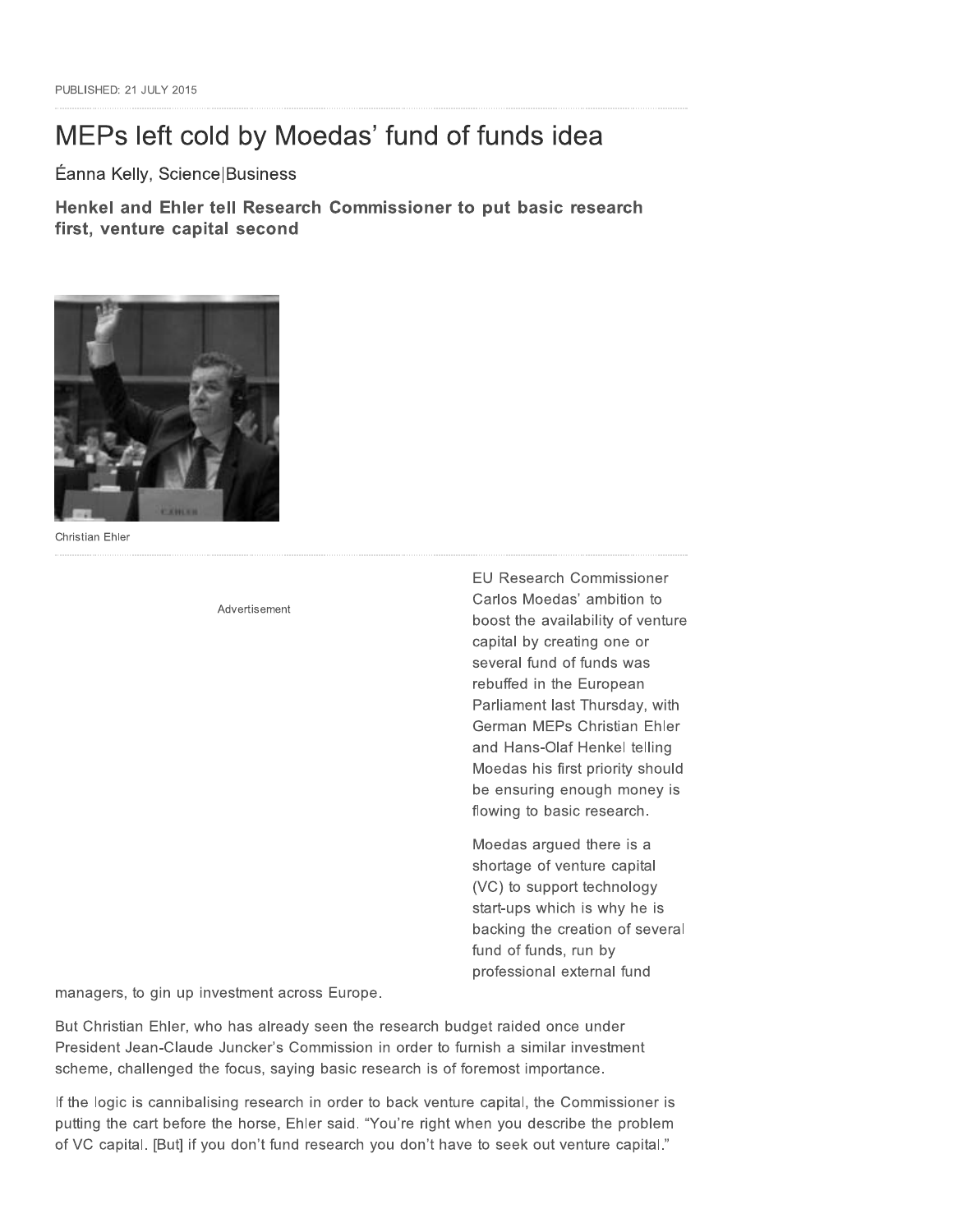PUBLISHED: 21 JULY 2015

# MEPs left cold by Moedas' fund of funds idea

Éanna Kelly, Science|Business

**Henkel and Ehler tell Research Commissioner to put basic research first, venture capital second**

Christian Ehler

EU Research Commissioner Carlos Moedas' ambition to boost the availability of venture capital by creating one or several fund of funds was rebuffed in the European Parliament last Thursday, with German MEPs Christian Ehler and Hans-Olaf Henkel telling Moedas his first priority should be ensuring enough money is flowing to basic research.

Moedas argued there is a shortage of venture capital (VC) to support technology start-ups which is why he is backing the creation of several fund of funds, run by professional external fund managers, to gin up investment across Europe.

But Christian Ehler, who has already seen the research budget raided once under President Jean-Claude Juncker's Commission in order to furnish a similar investment scheme, challenged the focus, saying basic research is of foremost importance.

If the logic is cannibalising research in order to back venture capital, the Commissioner is putting the cart before the horse, Ehler said. "You're right when you describe the problem of VC capital. [But] if you don't fund research you don't have to seek out venture capital."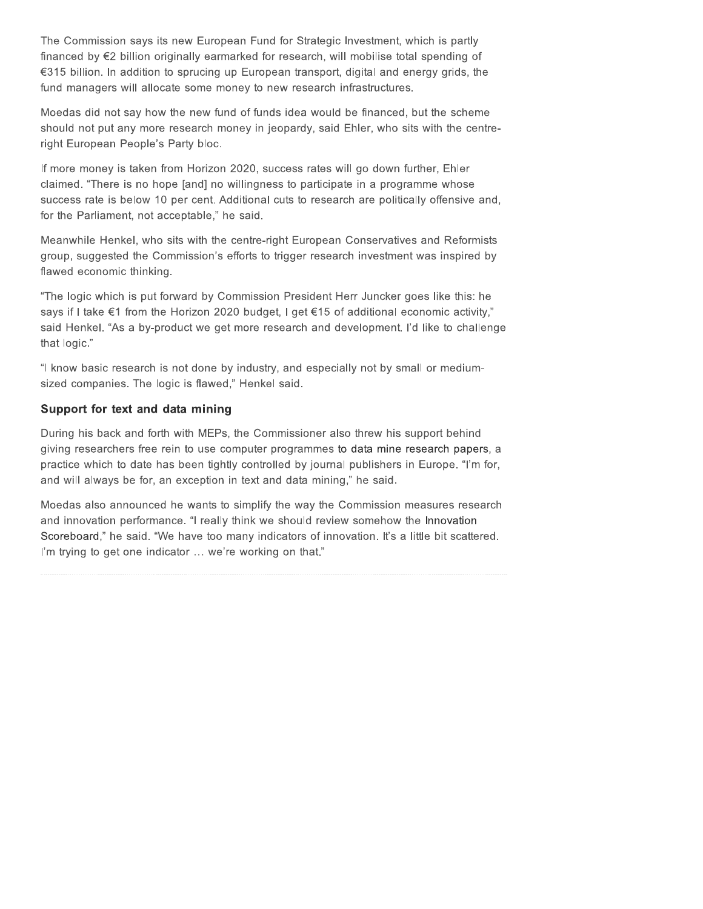The Commission says its new European Fund for Strategic Investment, which is partly financed by €2 billion originally earmarked for research, will mobilise total spending of €315 billion. In addition to sprucing up European transport, digital and energy grids, the fund managers will allocate some money to new research infrastructures.

Moedas did not say how the new fund of funds idea would be financed, but the scheme should not put any more research money in jeopardy, said Ehler, who sits with the centre-right European People's Party bloc.

If more money is taken from Horizon 2020, success rates will go down further, Ehler claimed. "There is no hope [and] no willingness to participate in a programme whose success rate is below 10 per cent. Additional cuts to research are politically offensive and, for the Parliament, not acceptable," he said.

Meanwhile Henkel, who sits with the centre-right European Conservatives and Reformists group, suggested the Commission's efforts to trigger research investment was inspired by flawed economic thinking.

"The logic which is put forward by Commission President Herr Juncker goes like this: he says if I take €1 from the Horizon 2020 budget, I get €15 of additional economic activity," said Henkel. "As a by-product we get more research and development. I'd like to challenge that logic."

"I know basic research is not done by industry, and especially not by small or medium-sized companies. The logic is flawed," Henkel said.

### Support for text and data mining

During his back and forth with MEPs, the Commissioner also threw his support behind giving researchers free rein to use computer programmes to data mine research papers, a practice which to date has been tightly controlled by journal publishers in Europe. "I'm for, and will always be for, an exception in text and data mining," he said.

Moedas also announced he wants to simplify the way the Commission measures research and innovation performance. "I really think we should review somehow the Innovation Scoreboard," he said. "We have too many indicators of innovation. It's a little bit scattered. I'm trying to get one indicator … we're working on that."